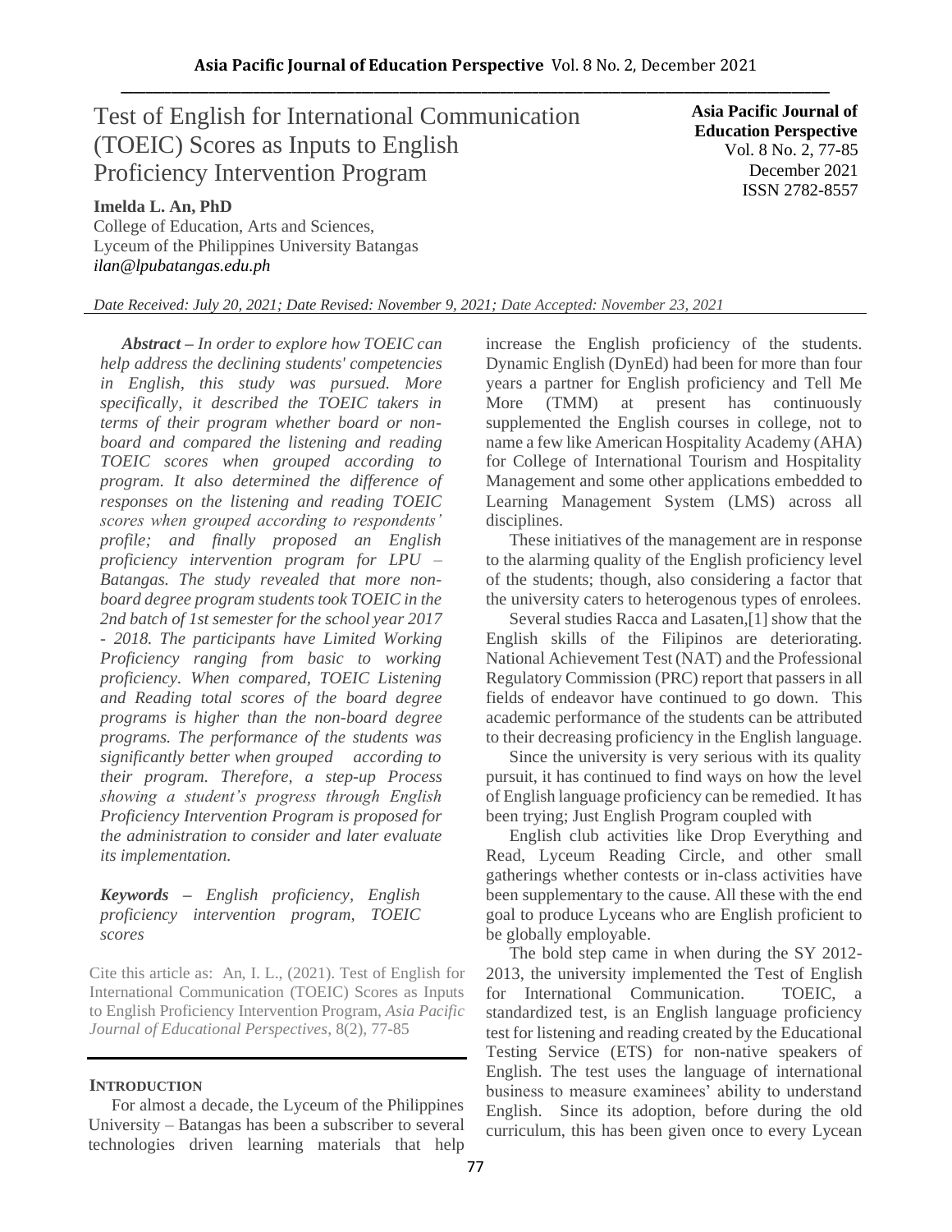# Test of English for International Communication (TOEIC) Scores as Inputs to English Proficiency Intervention Program

**Asia Pacific Journal of Education Perspective**
Vol. 8 No. 2, 77-85
December 2021
ISSN 2782-8557

**Imelda L. An, PhD**
College of Education, Arts and Sciences,
Lyceum of the Philippines University Batangas
*ilan@lpubatangas.edu.ph*

*Date Received: July 20, 2021; Date Revised: November 9, 2021; Date Accepted: November 23, 2021*

***Abstract** – In order to explore how TOEIC can help address the declining students' competencies in English, this study was pursued. More specifically, it described the TOEIC takers in terms of their program whether board or non-board and compared the listening and reading TOEIC scores when grouped according to program. It also determined the difference of responses on the listening and reading TOEIC scores when grouped according to respondents' profile; and finally proposed an English proficiency intervention program for LPU – Batangas. The study revealed that more non-board degree program students took TOEIC in the 2nd batch of 1st semester for the school year 2017 - 2018. The participants have Limited Working Proficiency ranging from basic to working proficiency. When compared, TOEIC Listening and Reading total scores of the board degree programs is higher than the non-board degree programs. The performance of the students was significantly better when grouped according to their program. Therefore, a step-up Process showing a student's progress through English Proficiency Intervention Program is proposed for the administration to consider and later evaluate its implementation.*

***Keywords** – English proficiency, English proficiency intervention program, TOEIC scores*

Cite this article as: An, I. L., (2021). Test of English for International Communication (TOEIC) Scores as Inputs to English Proficiency Intervention Program, *Asia Pacific Journal of Educational Perspectives*, 8(2), 77-85

## INTRODUCTION

For almost a decade, the Lyceum of the Philippines University – Batangas has been a subscriber to several technologies driven learning materials that help increase the English proficiency of the students. Dynamic English (DynEd) had been for more than four years a partner for English proficiency and Tell Me More (TMM) at present has continuously supplemented the English courses in college, not to name a few like American Hospitality Academy (AHA) for College of International Tourism and Hospitality Management and some other applications embedded to Learning Management System (LMS) across all disciplines.

These initiatives of the management are in response to the alarming quality of the English proficiency level of the students; though, also considering a factor that the university caters to heterogenous types of enrolees.

Several studies Racca and Lasaten,[1] show that the English skills of the Filipinos are deteriorating. National Achievement Test (NAT) and the Professional Regulatory Commission (PRC) report that passers in all fields of endeavor have continued to go down. This academic performance of the students can be attributed to their decreasing proficiency in the English language.

Since the university is very serious with its quality pursuit, it has continued to find ways on how the level of English language proficiency can be remedied. It has been trying; Just English Program coupled with

English club activities like Drop Everything and Read, Lyceum Reading Circle, and other small gatherings whether contests or in-class activities have been supplementary to the cause. All these with the end goal to produce Lyceans who are English proficient to be globally employable.

The bold step came in when during the SY 2012-2013, the university implemented the Test of English for International Communication. TOEIC, a standardized test, is an English language proficiency test for listening and reading created by the Educational Testing Service (ETS) for non-native speakers of English. The test uses the language of international business to measure examinees' ability to understand English. Since its adoption, before during the old curriculum, this has been given once to every Lycean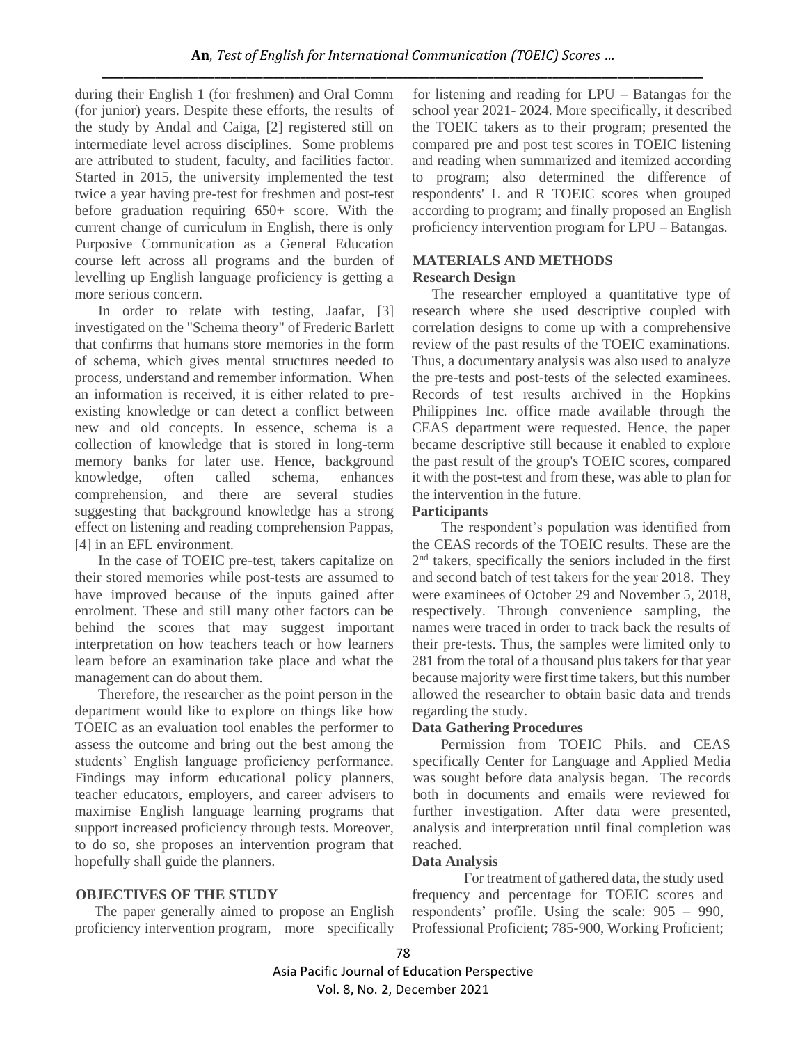during their English 1 (for freshmen) and Oral Comm (for junior) years. Despite these efforts, the results of the study by Andal and Caiga, [2] registered still on intermediate level across disciplines. Some problems are attributed to student, faculty, and facilities factor. Started in 2015, the university implemented the test twice a year having pre-test for freshmen and post-test before graduation requiring 650+ score. With the current change of curriculum in English, there is only Purposive Communication as a General Education course left across all programs and the burden of levelling up English language proficiency is getting a more serious concern.

In order to relate with testing, Jaafar, [3] investigated on the "Schema theory" of Frederic Barlett that confirms that humans store memories in the form of schema, which gives mental structures needed to process, understand and remember information. When an information is received, it is either related to pre-existing knowledge or can detect a conflict between new and old concepts. In essence, schema is a collection of knowledge that is stored in long-term memory banks for later use. Hence, background knowledge, often called schema, enhances comprehension, and there are several studies suggesting that background knowledge has a strong effect on listening and reading comprehension Pappas, [4] in an EFL environment.

In the case of TOEIC pre-test, takers capitalize on their stored memories while post-tests are assumed to have improved because of the inputs gained after enrolment. These and still many other factors can be behind the scores that may suggest important interpretation on how teachers teach or how learners learn before an examination take place and what the management can do about them.

Therefore, the researcher as the point person in the department would like to explore on things like how TOEIC as an evaluation tool enables the performer to assess the outcome and bring out the best among the students' English language proficiency performance. Findings may inform educational policy planners, teacher educators, employers, and career advisers to maximise English language learning programs that support increased proficiency through tests. Moreover, to do so, she proposes an intervention program that hopefully shall guide the planners.

## OBJECTIVES OF THE STUDY

The paper generally aimed to propose an English proficiency intervention program, more specifically for listening and reading for LPU – Batangas for the school year 2021- 2024. More specifically, it described the TOEIC takers as to their program; presented the compared pre and post test scores in TOEIC listening and reading when summarized and itemized according to program; also determined the difference of respondents' L and R TOEIC scores when grouped according to program; and finally proposed an English proficiency intervention program for LPU – Batangas.

## MATERIALS AND METHODS

### Research Design

The researcher employed a quantitative type of research where she used descriptive coupled with correlation designs to come up with a comprehensive review of the past results of the TOEIC examinations. Thus, a documentary analysis was also used to analyze the pre-tests and post-tests of the selected examinees. Records of test results archived in the Hopkins Philippines Inc. office made available through the CEAS department were requested. Hence, the paper became descriptive still because it enabled to explore the past result of the group's TOEIC scores, compared it with the post-test and from these, was able to plan for the intervention in the future.

### Participants

The respondent's population was identified from the CEAS records of the TOEIC results. These are the 2nd takers, specifically the seniors included in the first and second batch of test takers for the year 2018. They were examinees of October 29 and November 5, 2018, respectively. Through convenience sampling, the names were traced in order to track back the results of their pre-tests. Thus, the samples were limited only to 281 from the total of a thousand plus takers for that year because majority were first time takers, but this number allowed the researcher to obtain basic data and trends regarding the study.

### Data Gathering Procedures

Permission from TOEIC Phils. and CEAS specifically Center for Language and Applied Media was sought before data analysis began. The records both in documents and emails were reviewed for further investigation. After data were presented, analysis and interpretation until final completion was reached.

### Data Analysis

For treatment of gathered data, the study used frequency and percentage for TOEIC scores and respondents' profile. Using the scale: 905 – 990, Professional Proficient; 785-900, Working Proficient;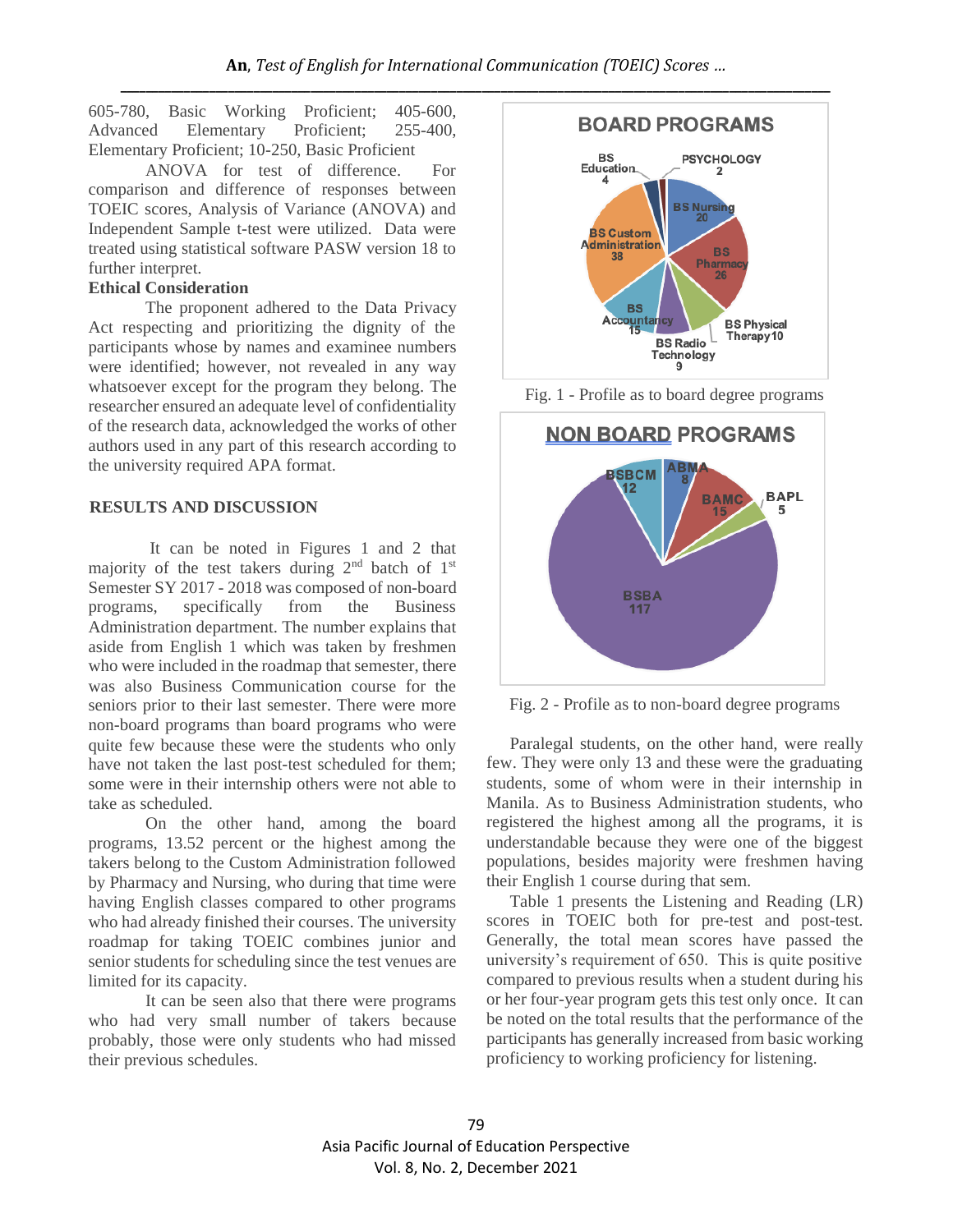605-780, Basic Working Proficient; 405-600, Advanced Elementary Proficient; 255-400, Elementary Proficient; 10-250, Basic Proficient

ANOVA for test of difference. For comparison and difference of responses between TOEIC scores, Analysis of Variance (ANOVA) and Independent Sample t-test were utilized. Data were treated using statistical software PASW version 18 to further interpret.

**Ethical Consideration**

The proponent adhered to the Data Privacy Act respecting and prioritizing the dignity of the participants whose by names and examinee numbers were identified; however, not revealed in any way whatsoever except for the program they belong. The researcher ensured an adequate level of confidentiality of the research data, acknowledged the works of other authors used in any part of this research according to the university required APA format.

## RESULTS AND DISCUSSION

It can be noted in Figures 1 and 2 that majority of the test takers during 2nd batch of 1st Semester SY 2017 - 2018 was composed of non-board programs, specifically from the Business Administration department. The number explains that aside from English 1 which was taken by freshmen who were included in the roadmap that semester, there was also Business Communication course for the seniors prior to their last semester. There were more non-board programs than board programs who were quite few because these were the students who only have not taken the last post-test scheduled for them; some were in their internship others were not able to take as scheduled.

On the other hand, among the board programs, 13.52 percent or the highest among the takers belong to the Custom Administration followed by Pharmacy and Nursing, who during that time were having English classes compared to other programs who had already finished their courses. The university roadmap for taking TOEIC combines junior and senior students for scheduling since the test venues are limited for its capacity.

It can be seen also that there were programs who had very small number of takers because probably, those were only students who had missed their previous schedules.

**BOARD PROGRAMS**

BS Education 4; PSYCHOLOGY 2; BS Nursing 20; BS Pharmacy 26; BS Physical Therapy 10; BS Radio Technology 9; BS Accountancy 15; BS Custom Administration 38

Fig. 1 - Profile as to board degree programs

**NON BOARD PROGRAMS**

BSBCM 12; ABMA 8; BAMC 15; BAPL 5; BSBA 117

Fig. 2 - Profile as to non-board degree programs

Paralegal students, on the other hand, were really few. They were only 13 and these were the graduating students, some of whom were in their internship in Manila. As to Business Administration students, who registered the highest among all the programs, it is understandable because they were one of the biggest populations, besides majority were freshmen having their English 1 course during that sem.

Table 1 presents the Listening and Reading (LR) scores in TOEIC both for pre-test and post-test. Generally, the total mean scores have passed the university's requirement of 650. This is quite positive compared to previous results when a student during his or her four-year program gets this test only once. It can be noted on the total results that the performance of the participants has generally increased from basic working proficiency to working proficiency for listening.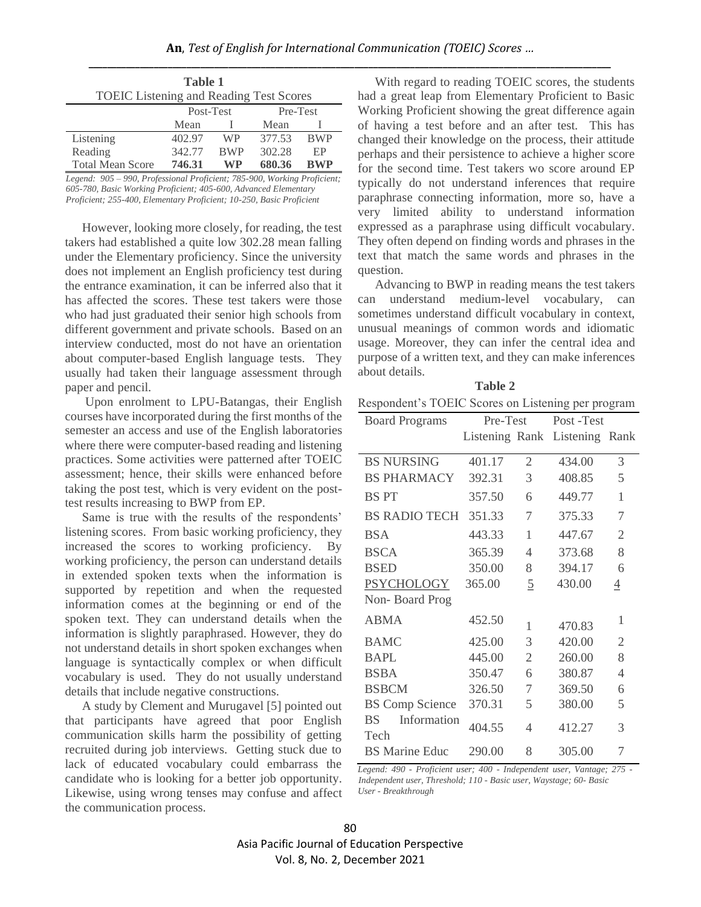**Table 1**
TOEIC Listening and Reading Test Scores

| | Post-Test | | Pre-Test | |
|---|---|---|---|---|
| | Mean | I | Mean | I |
| Listening | 402.97 | WP | 377.53 | BWP |
| Reading | 342.77 | BWP | 302.28 | EP |
| **Total Mean Score** | **746.31** | **WP** | **680.36** | **BWP** |

*Legend: 905 – 990, Professional Proficient; 785-900, Working Proficient; 605-780, Basic Working Proficient; 405-600, Advanced Elementary Proficient; 255-400, Elementary Proficient; 10-250, Basic Proficient*

However, looking more closely, for reading, the test takers had established a quite low 302.28 mean falling under the Elementary proficiency. Since the university does not implement an English proficiency test during the entrance examination, it can be inferred also that it has affected the scores. These test takers were those who had just graduated their senior high schools from different government and private schools. Based on an interview conducted, most do not have an orientation about computer-based English language tests. They usually had taken their language assessment through paper and pencil.

Upon enrolment to LPU-Batangas, their English courses have incorporated during the first months of the semester an access and use of the English laboratories where there were computer-based reading and listening practices. Some activities were patterned after TOEIC assessment; hence, their skills were enhanced before taking the post test, which is very evident on the post-test results increasing to BWP from EP.

Same is true with the results of the respondents' listening scores. From basic working proficiency, they increased the scores to working proficiency. By working proficiency, the person can understand details in extended spoken texts when the information is supported by repetition and when the requested information comes at the beginning or end of the spoken text. They can understand details when the information is slightly paraphrased. However, they do not understand details in short spoken exchanges when language is syntactically complex or when difficult vocabulary is used. They do not usually understand details that include negative constructions.

A study by Clement and Murugavel [5] pointed out that participants have agreed that poor English communication skills harm the possibility of getting recruited during job interviews. Getting stuck due to lack of educated vocabulary could embarrass the candidate who is looking for a better job opportunity. Likewise, using wrong tenses may confuse and affect the communication process.

With regard to reading TOEIC scores, the students had a great leap from Elementary Proficient to Basic Working Proficient showing the great difference again of having a test before and an after test. This has changed their knowledge on the process, their attitude perhaps and their persistence to achieve a higher score for the second time. Test takers wo score around EP typically do not understand inferences that require paraphrase connecting information, more so, have a very limited ability to understand information expressed as a paraphrase using difficult vocabulary. They often depend on finding words and phrases in the text that match the same words and phrases in the question.

Advancing to BWP in reading means the test takers can understand medium-level vocabulary, can sometimes understand difficult vocabulary in context, unusual meanings of common words and idiomatic usage. Moreover, they can infer the central idea and purpose of a written text, and they can make inferences about details.

**Table 2**
Respondent's TOEIC Scores on Listening per program

| Board Programs | Pre-Test | | Post -Test | |
|---|---|---|---|---|
| | Listening | Rank | Listening | Rank |
| BS NURSING | 401.17 | 2 | 434.00 | 3 |
| BS PHARMACY | 392.31 | 3 | 408.85 | 5 |
| BS PT | 357.50 | 6 | 449.77 | 1 |
| BS RADIO TECH | 351.33 | 7 | 375.33 | 7 |
| BSA | 443.33 | 1 | 447.67 | 2 |
| BSCA | 365.39 | 4 | 373.68 | 8 |
| BSED | 350.00 | 8 | 394.17 | 6 |
| PSYCHOLOGY | 365.00 | 5 | 430.00 | 4 |
| Non- Board Prog | | | | |
| ABMA | 452.50 | 1 | 470.83 | 1 |
| BAMC | 425.00 | 3 | 420.00 | 2 |
| BAPL | 445.00 | 2 | 260.00 | 8 |
| BSBA | 350.47 | 6 | 380.87 | 4 |
| BSBCM | 326.50 | 7 | 369.50 | 6 |
| BS Comp Science | 370.31 | 5 | 380.00 | 5 |
| BS Information Tech | 404.55 | 4 | 412.27 | 3 |
| BS Marine Educ | 290.00 | 8 | 305.00 | 7 |

*Legend: 490 - Proficient user; 400 - Independent user, Vantage; 275 - Independent user, Threshold; 110 - Basic user, Waystage; 60- Basic User - Breakthrough*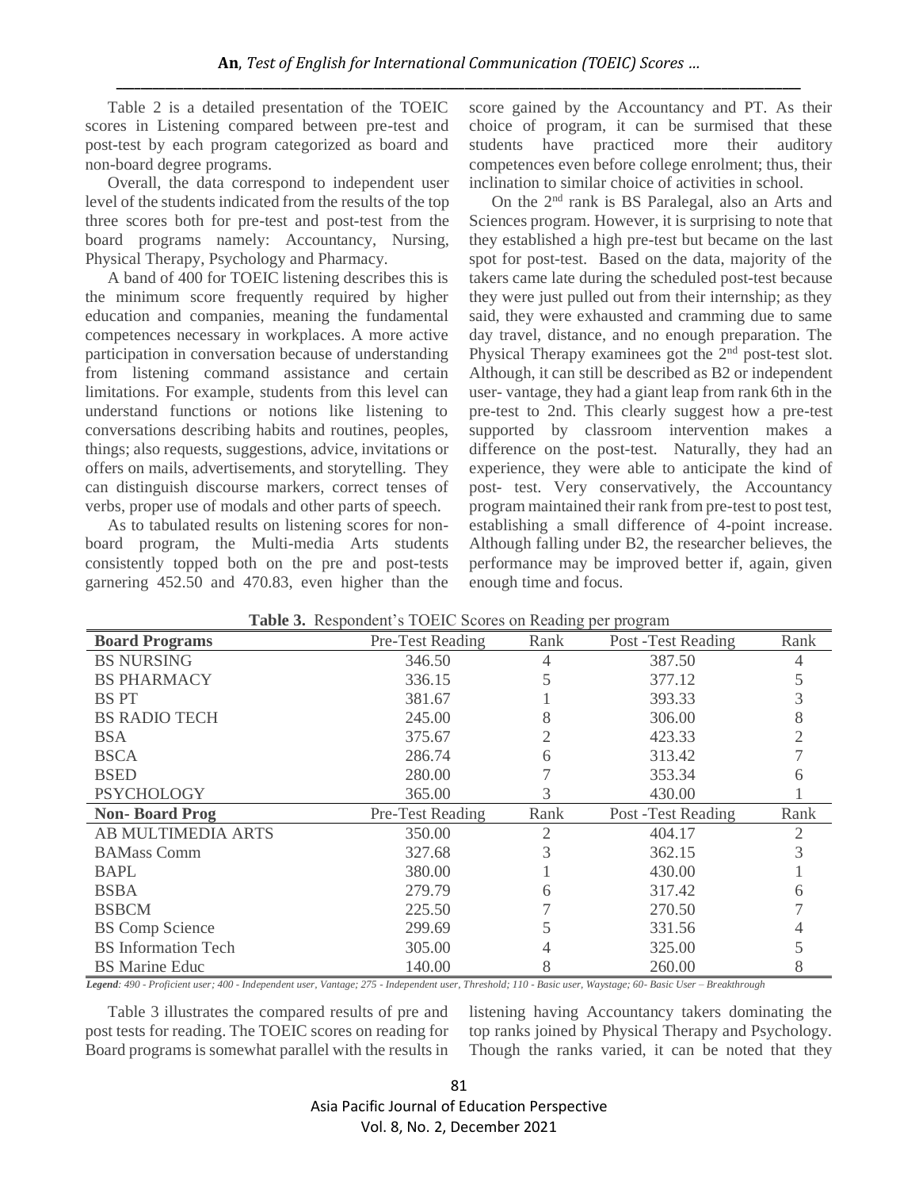Table 2 is a detailed presentation of the TOEIC scores in Listening compared between pre-test and post-test by each program categorized as board and non-board degree programs.

Overall, the data correspond to independent user level of the students indicated from the results of the top three scores both for pre-test and post-test from the board programs namely: Accountancy, Nursing, Physical Therapy, Psychology and Pharmacy.

A band of 400 for TOEIC listening describes this is the minimum score frequently required by higher education and companies, meaning the fundamental competences necessary in workplaces. A more active participation in conversation because of understanding from listening command assistance and certain limitations. For example, students from this level can understand functions or notions like listening to conversations describing habits and routines, peoples, things; also requests, suggestions, advice, invitations or offers on mails, advertisements, and storytelling. They can distinguish discourse markers, correct tenses of verbs, proper use of modals and other parts of speech.

As to tabulated results on listening scores for non-board program, the Multi-media Arts students consistently topped both on the pre and post-tests garnering 452.50 and 470.83, even higher than the score gained by the Accountancy and PT. As their choice of program, it can be surmised that these students have practiced more their auditory competences even before college enrolment; thus, their inclination to similar choice of activities in school.

On the 2nd rank is BS Paralegal, also an Arts and Sciences program. However, it is surprising to note that they established a high pre-test but became on the last spot for post-test. Based on the data, majority of the takers came late during the scheduled post-test because they were just pulled out from their internship; as they said, they were exhausted and cramming due to same day travel, distance, and no enough preparation. The Physical Therapy examinees got the 2nd post-test slot. Although, it can still be described as B2 or independent user- vantage, they had a giant leap from rank 6th in the pre-test to 2nd. This clearly suggest how a pre-test supported by classroom intervention makes a difference on the post-test. Naturally, they had an experience, they were able to anticipate the kind of post- test. Very conservatively, the Accountancy program maintained their rank from pre-test to post test, establishing a small difference of 4-point increase. Although falling under B2, the researcher believes, the performance may be improved better if, again, given enough time and focus.

**Table 3.** Respondent's TOEIC Scores on Reading per program

| **Board Programs** | Pre-Test Reading | Rank | Post -Test Reading | Rank |
|---|---|---|---|---|
| BS NURSING | 346.50 | 4 | 387.50 | 4 |
| BS PHARMACY | 336.15 | 5 | 377.12 | 5 |
| BS PT | 381.67 | 1 | 393.33 | 3 |
| BS RADIO TECH | 245.00 | 8 | 306.00 | 8 |
| BSA | 375.67 | 2 | 423.33 | 2 |
| BSCA | 286.74 | 6 | 313.42 | 7 |
| BSED | 280.00 | 7 | 353.34 | 6 |
| PSYCHOLOGY | 365.00 | 3 | 430.00 | 1 |
| **Non- Board Prog** | Pre-Test Reading | Rank | Post -Test Reading | Rank |
| AB MULTIMEDIA ARTS | 350.00 | 2 | 404.17 | 2 |
| BAMass Comm | 327.68 | 3 | 362.15 | 3 |
| BAPL | 380.00 | 1 | 430.00 | 1 |
| BSBA | 279.79 | 6 | 317.42 | 6 |
| BSBCM | 225.50 | 7 | 270.50 | 7 |
| BS Comp Science | 299.69 | 5 | 331.56 | 4 |
| BS Information Tech | 305.00 | 4 | 325.00 | 5 |
| BS Marine Educ | 140.00 | 8 | 260.00 | 8 |

*Legend: 490 - Proficient user; 400 - Independent user, Vantage; 275 - Independent user, Threshold; 110 - Basic user, Waystage; 60- Basic User – Breakthrough*

Table 3 illustrates the compared results of pre and post tests for reading. The TOEIC scores on reading for Board programs is somewhat parallel with the results in listening having Accountancy takers dominating the top ranks joined by Physical Therapy and Psychology. Though the ranks varied, it can be noted that they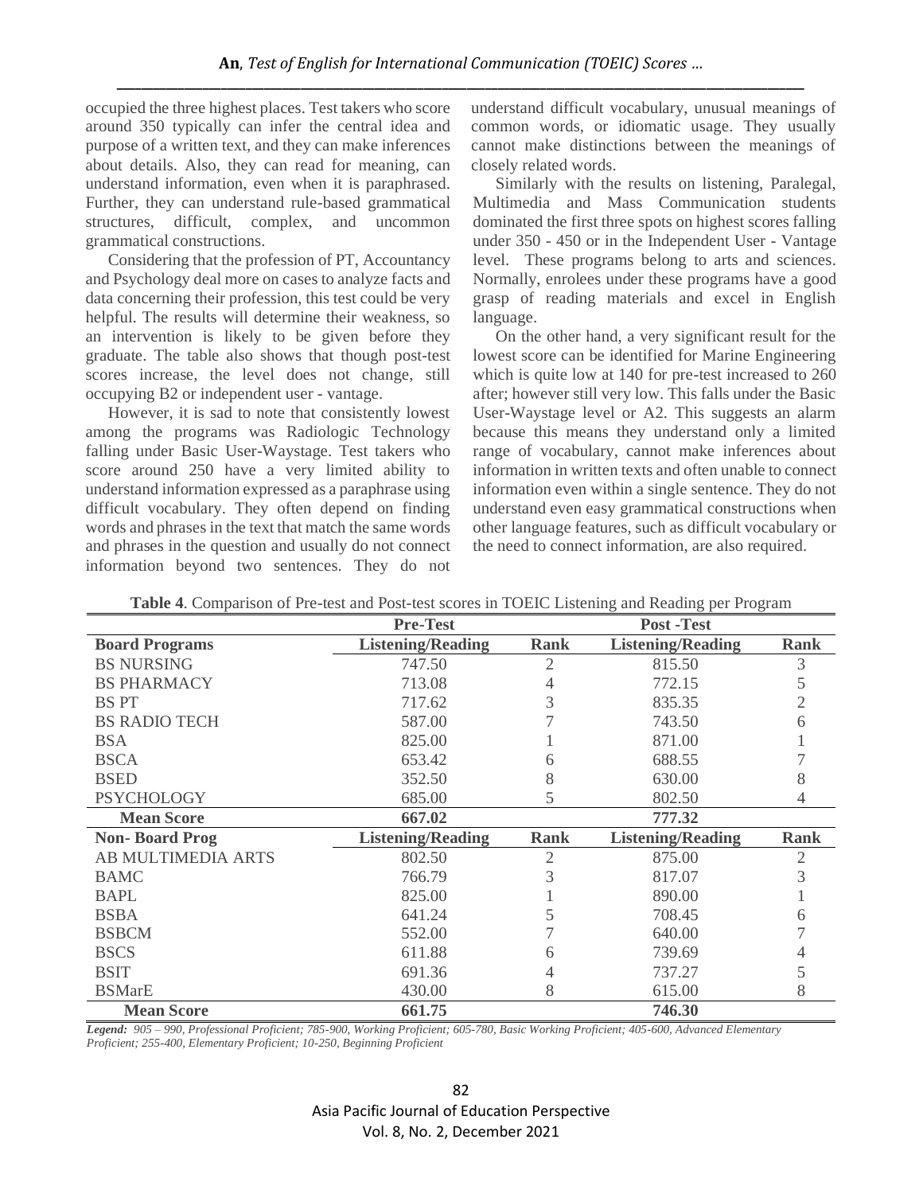occupied the three highest places. Test takers who score around 350 typically can infer the central idea and purpose of a written text, and they can make inferences about details. Also, they can read for meaning, can understand information, even when it is paraphrased. Further, they can understand rule-based grammatical structures, difficult, complex, and uncommon grammatical constructions.

Considering that the profession of PT, Accountancy and Psychology deal more on cases to analyze facts and data concerning their profession, this test could be very helpful. The results will determine their weakness, so an intervention is likely to be given before they graduate. The table also shows that though post-test scores increase, the level does not change, still occupying B2 or independent user - vantage.

However, it is sad to note that consistently lowest among the programs was Radiologic Technology falling under Basic User-Waystage. Test takers who score around 250 have a very limited ability to understand information expressed as a paraphrase using difficult vocabulary. They often depend on finding words and phrases in the text that match the same words and phrases in the question and usually do not connect information beyond two sentences. They do not understand difficult vocabulary, unusual meanings of common words, or idiomatic usage. They usually cannot make distinctions between the meanings of closely related words.

Similarly with the results on listening, Paralegal, Multimedia and Mass Communication students dominated the first three spots on highest scores falling under 350 - 450 or in the Independent User - Vantage level. These programs belong to arts and sciences. Normally, enrolees under these programs have a good grasp of reading materials and excel in English language.

On the other hand, a very significant result for the lowest score can be identified for Marine Engineering which is quite low at 140 for pre-test increased to 260 after; however still very low. This falls under the Basic User-Waystage level or A2. This suggests an alarm because this means they understand only a limited range of vocabulary, cannot make inferences about information in written texts and often unable to connect information even within a single sentence. They do not understand even easy grammatical constructions when other language features, such as difficult vocabulary or the need to connect information, are also required.

**Table 4**. Comparison of Pre-test and Post-test scores in TOEIC Listening and Reading per Program

| | Pre-Test | | Post -Test | |
|---|---|---|---|---|
| **Board Programs** | **Listening/Reading** | **Rank** | **Listening/Reading** | **Rank** |
| BS NURSING | 747.50 | 2 | 815.50 | 3 |
| BS PHARMACY | 713.08 | 4 | 772.15 | 5 |
| BS PT | 717.62 | 3 | 835.35 | 2 |
| BS RADIO TECH | 587.00 | 7 | 743.50 | 6 |
| BSA | 825.00 | 1 | 871.00 | 1 |
| BSCA | 653.42 | 6 | 688.55 | 7 |
| BSED | 352.50 | 8 | 630.00 | 8 |
| PSYCHOLOGY | 685.00 | 5 | 802.50 | 4 |
| **Mean Score** | **667.02** | | **777.32** | |
| **Non- Board Prog** | **Listening/Reading** | **Rank** | **Listening/Reading** | **Rank** |
| AB MULTIMEDIA ARTS | 802.50 | 2 | 875.00 | 2 |
| BAMC | 766.79 | 3 | 817.07 | 3 |
| BAPL | 825.00 | 1 | 890.00 | 1 |
| BSBA | 641.24 | 5 | 708.45 | 6 |
| BSBCM | 552.00 | 7 | 640.00 | 7 |
| BSCS | 611.88 | 6 | 739.69 | 4 |
| BSIT | 691.36 | 4 | 737.27 | 5 |
| BSMarE | 430.00 | 8 | 615.00 | 8 |
| **Mean Score** | **661.75** | | **746.30** | |

***Legend:*** *905 – 990, Professional Proficient; 785-900, Working Proficient; 605-780, Basic Working Proficient; 405-600, Advanced Elementary Proficient; 255-400, Elementary Proficient; 10-250, Beginning Proficient*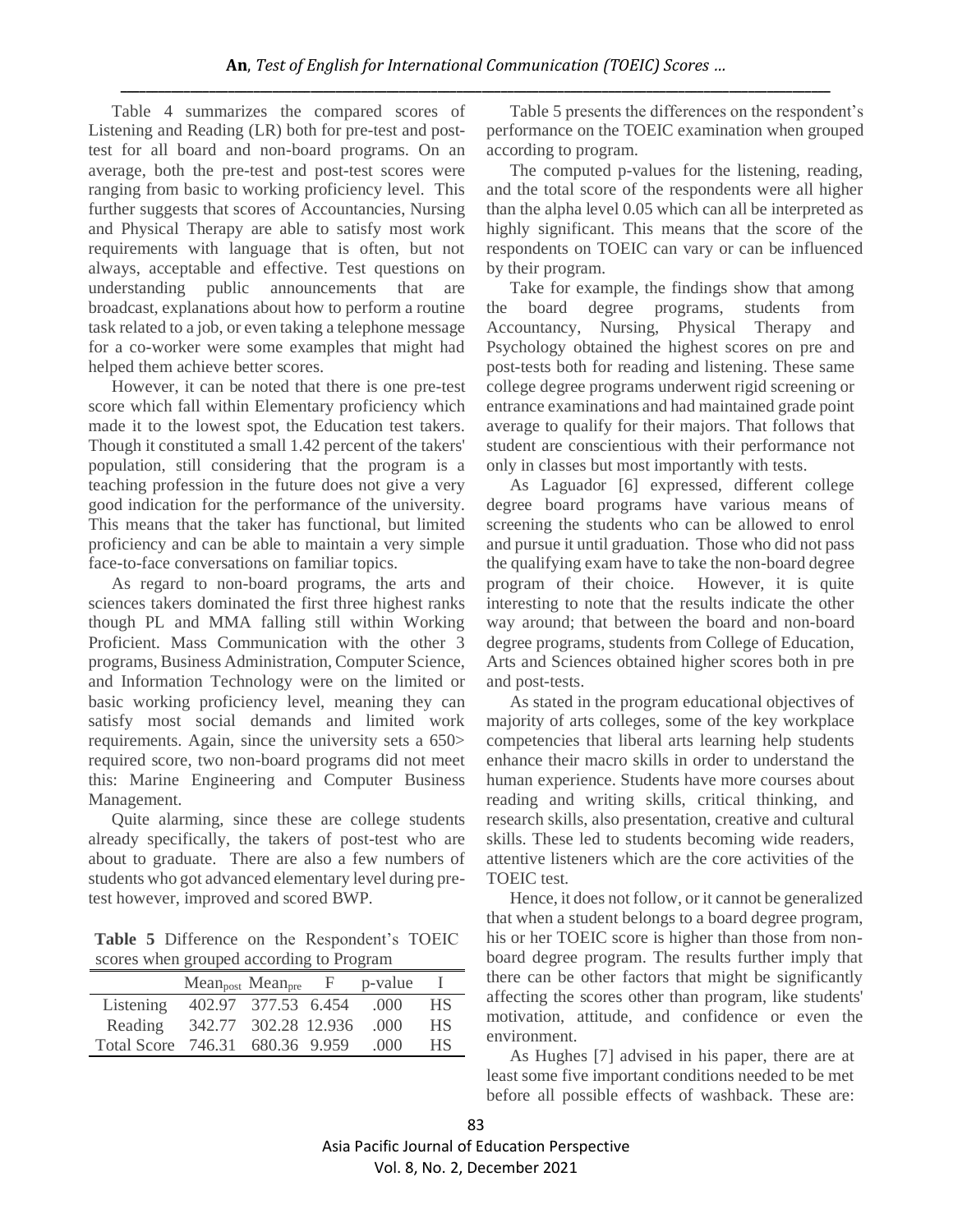Table 4 summarizes the compared scores of Listening and Reading (LR) both for pre-test and post-test for all board and non-board programs. On an average, both the pre-test and post-test scores were ranging from basic to working proficiency level. This further suggests that scores of Accountancies, Nursing and Physical Therapy are able to satisfy most work requirements with language that is often, but not always, acceptable and effective. Test questions on understanding public announcements that are broadcast, explanations about how to perform a routine task related to a job, or even taking a telephone message for a co-worker were some examples that might had helped them achieve better scores.

However, it can be noted that there is one pre-test score which fall within Elementary proficiency which made it to the lowest spot, the Education test takers. Though it constituted a small 1.42 percent of the takers' population, still considering that the program is a teaching profession in the future does not give a very good indication for the performance of the university. This means that the taker has functional, but limited proficiency and can be able to maintain a very simple face-to-face conversations on familiar topics.

As regard to non-board programs, the arts and sciences takers dominated the first three highest ranks though PL and MMA falling still within Working Proficient. Mass Communication with the other 3 programs, Business Administration, Computer Science, and Information Technology were on the limited or basic working proficiency level, meaning they can satisfy most social demands and limited work requirements. Again, since the university sets a 650> required score, two non-board programs did not meet this: Marine Engineering and Computer Business Management.

Quite alarming, since these are college students already specifically, the takers of post-test who are about to graduate. There are also a few numbers of students who got advanced elementary level during pre-test however, improved and scored BWP.

**Table 5** Difference on the Respondent's TOEIC scores when grouped according to Program

| | $Mean_{post}$ | $Mean_{pre}$ | F | p-value | I |
|---|---|---|---|---|---|
| Listening | 402.97 | 377.53 | 6.454 | .000 | HS |
| Reading | 342.77 | 302.28 | 12.936 | .000 | HS |
| Total Score | 746.31 | 680.36 | 9.959 | .000 | HS |

Table 5 presents the differences on the respondent's performance on the TOEIC examination when grouped according to program.

The computed p-values for the listening, reading, and the total score of the respondents were all higher than the alpha level 0.05 which can all be interpreted as highly significant. This means that the score of the respondents on TOEIC can vary or can be influenced by their program.

Take for example, the findings show that among the board degree programs, students from Accountancy, Nursing, Physical Therapy and Psychology obtained the highest scores on pre and post-tests both for reading and listening. These same college degree programs underwent rigid screening or entrance examinations and had maintained grade point average to qualify for their majors. That follows that student are conscientious with their performance not only in classes but most importantly with tests.

As Laguador [6] expressed, different college degree board programs have various means of screening the students who can be allowed to enrol and pursue it until graduation. Those who did not pass the qualifying exam have to take the non-board degree program of their choice. However, it is quite interesting to note that the results indicate the other way around; that between the board and non-board degree programs, students from College of Education, Arts and Sciences obtained higher scores both in pre and post-tests.

As stated in the program educational objectives of majority of arts colleges, some of the key workplace competencies that liberal arts learning help students enhance their macro skills in order to understand the human experience. Students have more courses about reading and writing skills, critical thinking, and research skills, also presentation, creative and cultural skills. These led to students becoming wide readers, attentive listeners which are the core activities of the TOEIC test.

Hence, it does not follow, or it cannot be generalized that when a student belongs to a board degree program, his or her TOEIC score is higher than those from non-board degree program. The results further imply that there can be other factors that might be significantly affecting the scores other than program, like students' motivation, attitude, and confidence or even the environment.

As Hughes [7] advised in his paper, there are at least some five important conditions needed to be met before all possible effects of washback. These are: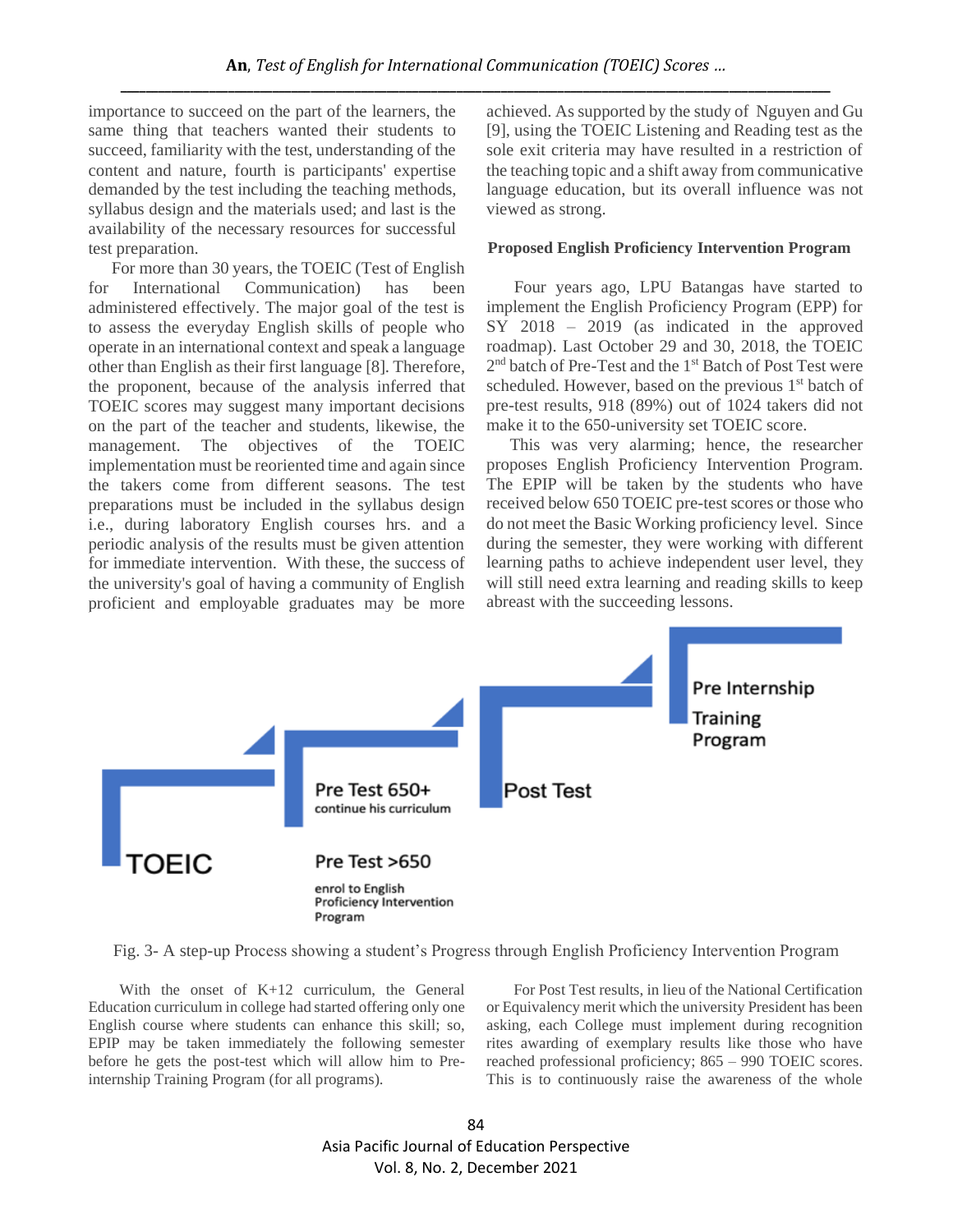importance to succeed on the part of the learners, the same thing that teachers wanted their students to succeed, familiarity with the test, understanding of the content and nature, fourth is participants' expertise demanded by the test including the teaching methods, syllabus design and the materials used; and last is the availability of the necessary resources for successful test preparation.

For more than 30 years, the TOEIC (Test of English for International Communication) has been administered effectively. The major goal of the test is to assess the everyday English skills of people who operate in an international context and speak a language other than English as their first language [8]. Therefore, the proponent, because of the analysis inferred that TOEIC scores may suggest many important decisions on the part of the teacher and students, likewise, the management. The objectives of the TOEIC implementation must be reoriented time and again since the takers come from different seasons. The test preparations must be included in the syllabus design i.e., during laboratory English courses hrs. and a periodic analysis of the results must be given attention for immediate intervention. With these, the success of the university's goal of having a community of English proficient and employable graduates may be more achieved. As supported by the study of Nguyen and Gu [9], using the TOEIC Listening and Reading test as the sole exit criteria may have resulted in a restriction of the teaching topic and a shift away from communicative language education, but its overall influence was not viewed as strong.

**Proposed English Proficiency Intervention Program**

Four years ago, LPU Batangas have started to implement the English Proficiency Program (EPP) for SY 2018 – 2019 (as indicated in the approved roadmap). Last October 29 and 30, 2018, the TOEIC 2nd batch of Pre-Test and the 1st Batch of Post Test were scheduled. However, based on the previous 1st batch of pre-test results, 918 (89%) out of 1024 takers did not make it to the 650-university set TOEIC score.

This was very alarming; hence, the researcher proposes English Proficiency Intervention Program. The EPIP will be taken by the students who have received below 650 TOEIC pre-test scores or those who do not meet the Basic Working proficiency level. Since during the semester, they were working with different learning paths to achieve independent user level, they will still need extra learning and reading skills to keep abreast with the succeeding lessons.

TOEIC

Pre Test 650+
continue his curriculum

Pre Test >650
enrol to English Proficiency Intervention Program

Post Test

Pre Internship Training Program

Fig. 3- A step-up Process showing a student's Progress through English Proficiency Intervention Program

With the onset of K+12 curriculum, the General Education curriculum in college had started offering only one English course where students can enhance this skill; so, EPIP may be taken immediately the following semester before he gets the post-test which will allow him to Pre-internship Training Program (for all programs).

For Post Test results, in lieu of the National Certification or Equivalency merit which the university President has been asking, each College must implement during recognition rites awarding of exemplary results like those who have reached professional proficiency; 865 – 990 TOEIC scores. This is to continuously raise the awareness of the whole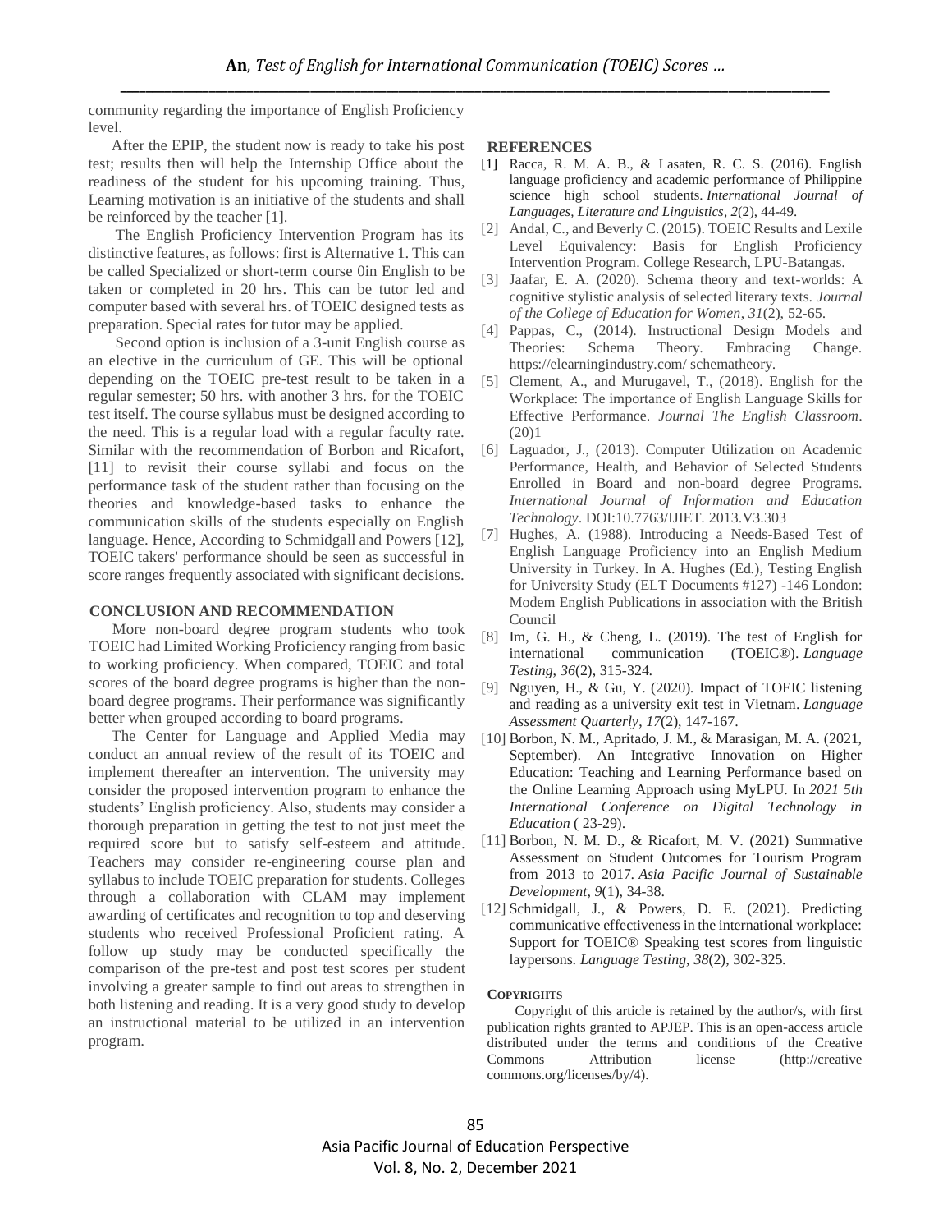community regarding the importance of English Proficiency level.

After the EPIP, the student now is ready to take his post test; results then will help the Internship Office about the readiness of the student for his upcoming training. Thus, Learning motivation is an initiative of the students and shall be reinforced by the teacher [1].

The English Proficiency Intervention Program has its distinctive features, as follows: first is Alternative 1. This can be called Specialized or short-term course 0in English to be taken or completed in 20 hrs. This can be tutor led and computer based with several hrs. of TOEIC designed tests as preparation. Special rates for tutor may be applied.

Second option is inclusion of a 3-unit English course as an elective in the curriculum of GE. This will be optional depending on the TOEIC pre-test result to be taken in a regular semester; 50 hrs. with another 3 hrs. for the TOEIC test itself. The course syllabus must be designed according to the need. This is a regular load with a regular faculty rate. Similar with the recommendation of Borbon and Ricafort, [11] to revisit their course syllabi and focus on the performance task of the student rather than focusing on the theories and knowledge-based tasks to enhance the communication skills of the students especially on English language. Hence, According to Schmidgall and Powers [12], TOEIC takers' performance should be seen as successful in score ranges frequently associated with significant decisions.

## CONCLUSION AND RECOMMENDATION

More non-board degree program students who took TOEIC had Limited Working Proficiency ranging from basic to working proficiency. When compared, TOEIC and total scores of the board degree programs is higher than the non-board degree programs. Their performance was significantly better when grouped according to board programs.

The Center for Language and Applied Media may conduct an annual review of the result of its TOEIC and implement thereafter an intervention. The university may consider the proposed intervention program to enhance the students' English proficiency. Also, students may consider a thorough preparation in getting the test to not just meet the required score but to satisfy self-esteem and attitude. Teachers may consider re-engineering course plan and syllabus to include TOEIC preparation for students. Colleges through a collaboration with CLAM may implement awarding of certificates and recognition to top and deserving students who received Professional Proficient rating. A follow up study may be conducted specifically the comparison of the pre-test and post test scores per student involving a greater sample to find out areas to strengthen in both listening and reading. It is a very good study to develop an instructional material to be utilized in an intervention program.

## REFERENCES

[1] Racca, R. M. A. B., & Lasaten, R. C. S. (2016). English language proficiency and academic performance of Philippine science high school students. *International Journal of Languages, Literature and Linguistics*, *2*(2), 44-49.

[2] Andal, C., and Beverly C. (2015). TOEIC Results and Lexile Level Equivalency: Basis for English Proficiency Intervention Program. College Research, LPU-Batangas.

[3] Jaafar, E. A. (2020). Schema theory and text-worlds: A cognitive stylistic analysis of selected literary texts. *Journal of the College of Education for Women*, *31*(2), 52-65.

[4] Pappas, C., (2014). Instructional Design Models and Theories: Schema Theory. Embracing Change. https://elearningindustry.com/ schematheory.

[5] Clement, A., and Murugavel, T., (2018). English for the Workplace: The importance of English Language Skills for Effective Performance. *Journal The English Classroom*. (20)1

[6] Laguador, J., (2013). Computer Utilization on Academic Performance, Health, and Behavior of Selected Students Enrolled in Board and non-board degree Programs. *International Journal of Information and Education Technology*. DOI:10.7763/IJIET. 2013.V3.303

[7] Hughes, A. (1988). Introducing a Needs-Based Test of English Language Proficiency into an English Medium University in Turkey. In A. Hughes (Ed.), Testing English for University Study (ELT Documents #127) -146 London: Modem English Publications in association with the British Council

[8] Im, G. H., & Cheng, L. (2019). The test of English for international communication (TOEIC®). *Language Testing*, *36*(2), 315-324.

[9] Nguyen, H., & Gu, Y. (2020). Impact of TOEIC listening and reading as a university exit test in Vietnam. *Language Assessment Quarterly*, *17*(2), 147-167.

[10] Borbon, N. M., Apritado, J. M., & Marasigan, M. A. (2021, September). An Integrative Innovation on Higher Education: Teaching and Learning Performance based on the Online Learning Approach using MyLPU. In *2021 5th International Conference on Digital Technology in Education* ( 23-29).

[11] Borbon, N. M. D., & Ricafort, M. V. (2021) Summative Assessment on Student Outcomes for Tourism Program from 2013 to 2017. *Asia Pacific Journal of Sustainable Development*, *9*(1), 34-38.

[12] Schmidgall, J., & Powers, D. E. (2021). Predicting communicative effectiveness in the international workplace: Support for TOEIC® Speaking test scores from linguistic laypersons. *Language Testing*, *38*(2), 302-325.

### COPYRIGHTS

Copyright of this article is retained by the author/s, with first publication rights granted to APJEP. This is an open-access article distributed under the terms and conditions of the Creative Commons Attribution license (http://creative commons.org/licenses/by/4).